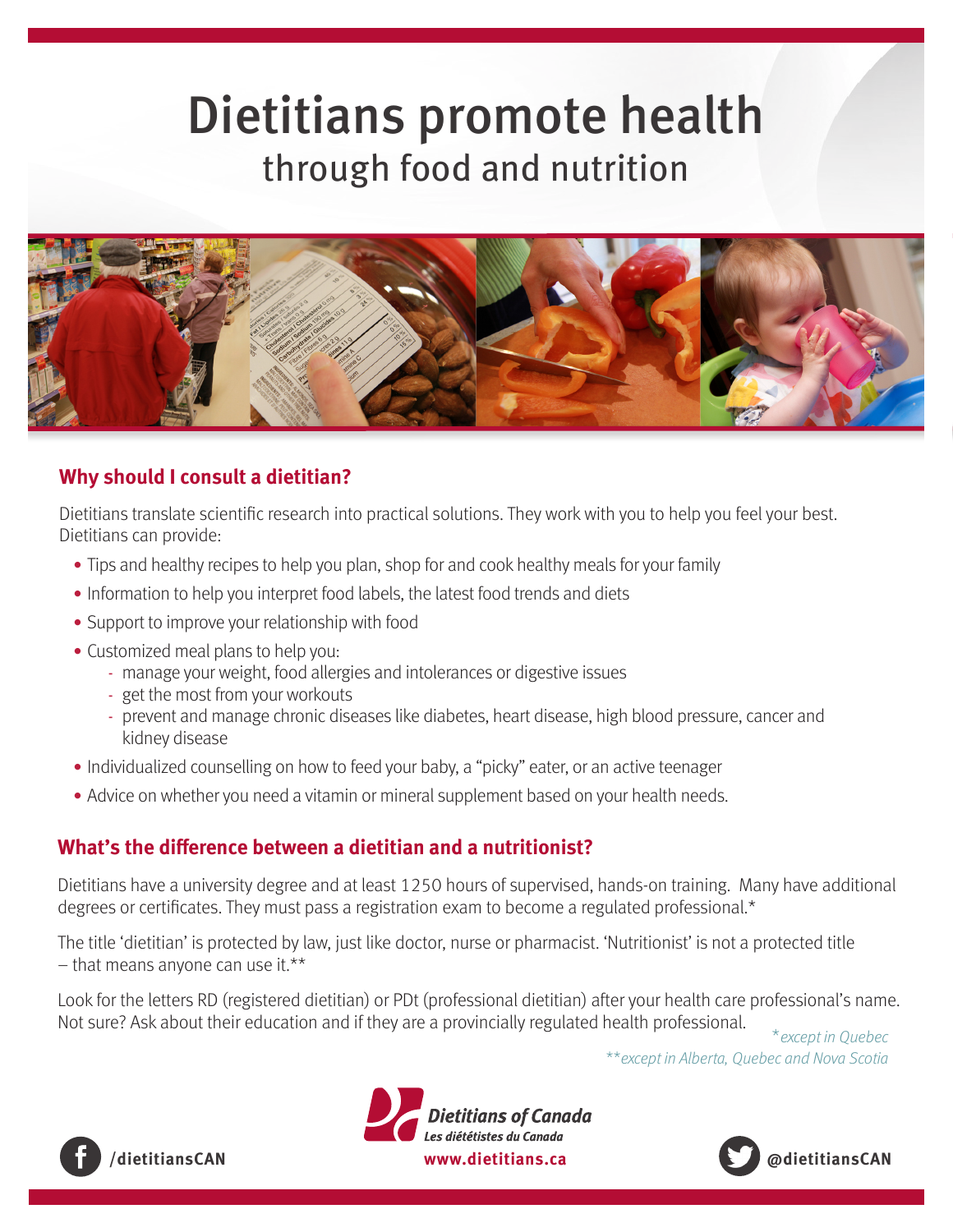# Dietitians promote health

## through food and nutrition

### Why should I consult a dietitian?

Dietitians translate scientific research into practical solutions. They work with you to help you feel your best. Dietitians can provide:

- Tips and healthy recipes to help you plan, shop for and cook healthy meals for your family
- Information to help you interpret food labels, the latest food trends and diets
- Support to improve your relationship with food
- Customized meal plans to help you:
  - manage your weight, food allergies and intolerances or digestive issues
  - get the most from your workouts
  - prevent and manage chronic diseases like diabetes, heart disease, high blood pressure, cancer and kidney disease
- Individualized counselling on how to feed your baby, a "picky" eater, or an active teenager
- Advice on whether you need a vitamin or mineral supplement based on your health needs.

### What's the difference between a dietitian and a nutritionist?

Dietitians have a university degree and at least 1250 hours of supervised, hands-on training. Many have additional degrees or certificates. They must pass a registration exam to become a regulated professional.*

The title 'dietitian' is protected by law, just like doctor, nurse or pharmacist. 'Nutritionist' is not a protected title – that means anyone can use it.**

Look for the letters RD (registered dietitian) or PDt (professional dietitian) after your health care professional's name. Not sure? Ask about their education and if they are a provincially regulated health professional.

*\*except in Quebec*

*\*\*except in Alberta, Quebec and Nova Scotia*

/dietitiansCAN

**Dietitians of Canada**
*Les diététistes du Canada*
www.dietitians.ca

@dietitiansCAN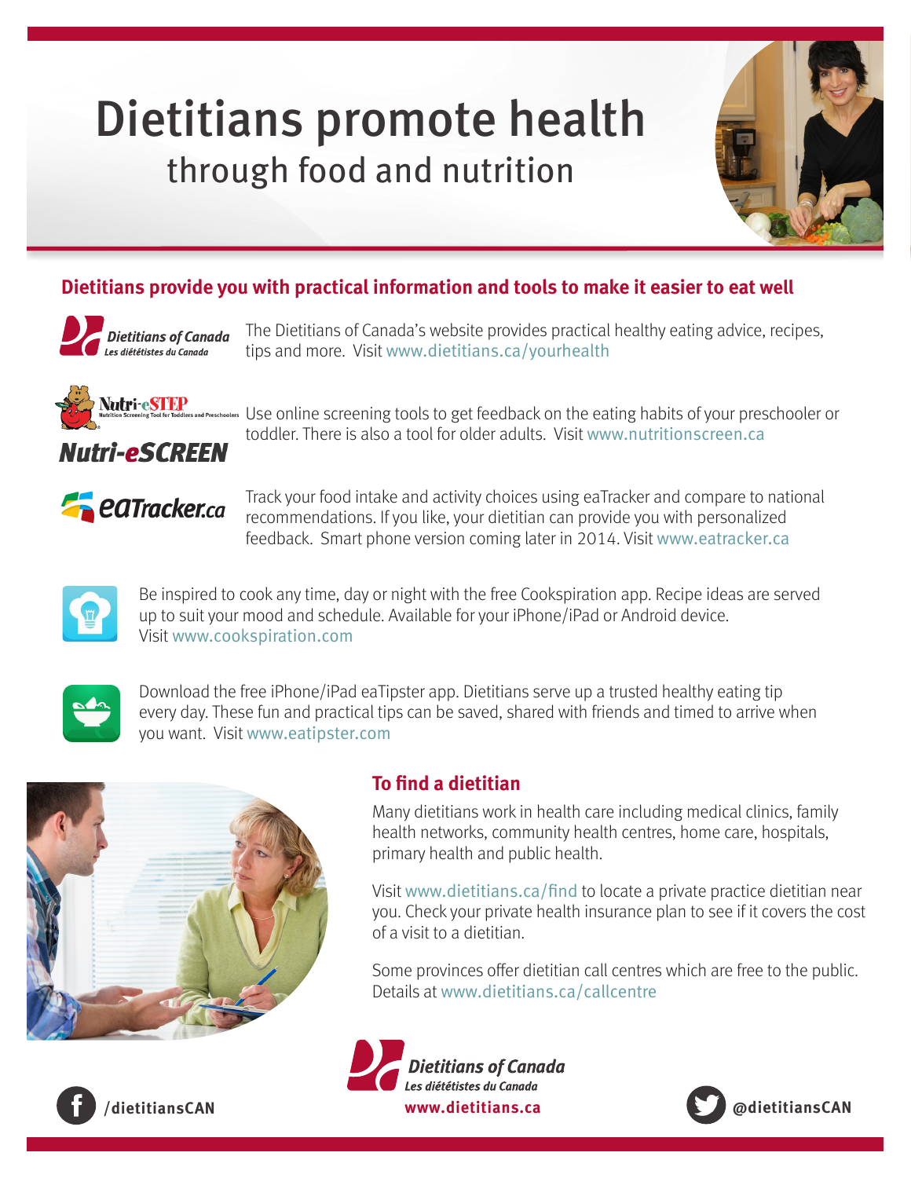# Dietitians promote health

## through food and nutrition

### Dietitians provide you with practical information and tools to make it easier to eat well

Dietitians of Canada
Les diététistes du Canada

The Dietitians of Canada's website provides practical healthy eating advice, recipes, tips and more. Visit www.dietitians.ca/yourhealth

Nutri-eSTEP
Nutrition Screening Tool for Toddlers and Preschoolers

Nutri-eSCREEN

Use online screening tools to get feedback on the eating habits of your preschooler or toddler. There is also a tool for older adults. Visit www.nutritionscreen.ca

eaTracker.ca

Track your food intake and activity choices using eaTracker and compare to national recommendations. If you like, your dietitian can provide you with personalized feedback. Smart phone version coming later in 2014. Visit www.eatracker.ca

Be inspired to cook any time, day or night with the free Cookspiration app. Recipe ideas are served up to suit your mood and schedule. Available for your iPhone/iPad or Android device. Visit www.cookspiration.com

Download the free iPhone/iPad eaTipster app. Dietitians serve up a trusted healthy eating tip every day. These fun and practical tips can be saved, shared with friends and timed to arrive when you want. Visit www.eatipster.com

### To find a dietitian

Many dietitians work in health care including medical clinics, family health networks, community health centres, home care, hospitals, primary health and public health.

Visit www.dietitians.ca/find to locate a private practice dietitian near you. Check your private health insurance plan to see if it covers the cost of a visit to a dietitian.

Some provinces offer dietitian call centres which are free to the public. Details at www.dietitians.ca/callcentre

/dietitiansCAN

Dietitians of Canada
Les diététistes du Canada
www.dietitians.ca

@dietitiansCAN